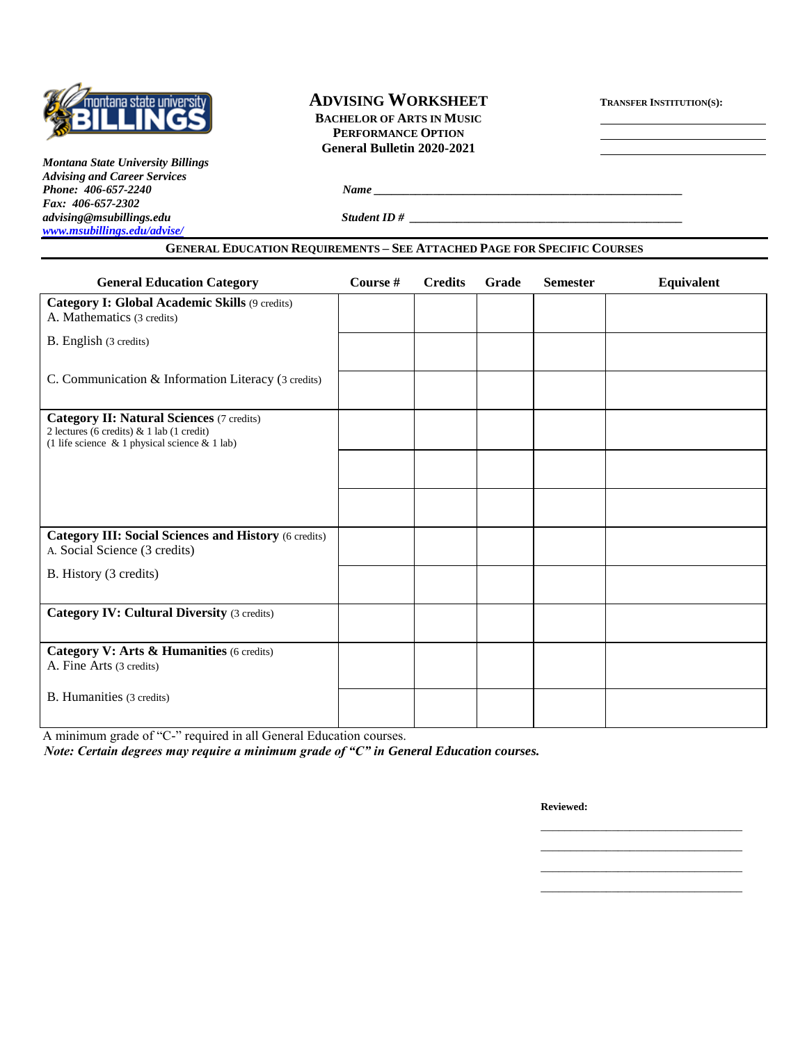# ADVISING WORKSHEET

**BACHELOR OF ARTS IN MUSIC**
**PERFORMANCE OPTION**
**General Bulletin 2020-2021**

**TRANSFER INSTITUTION(S):**

______________________

______________________

______________________

***Montana State University Billings***
***Advising and Career Services***
***Phone: 406-657-2240***
***Fax: 406-657-2302***
***advising@msubillings.edu***
***www.msubillings.edu/advise/***

***Name*** ________________________________________________

***Student ID #*** ________________________________________________

## GENERAL EDUCATION REQUIREMENTS – SEE ATTACHED PAGE FOR SPECIFIC COURSES

| General Education Category | Course # | Credits | Grade | Semester | Equivalent |
|---|---|---|---|---|---|
| **Category I: Global Academic Skills** (9 credits)<br>A. Mathematics (3 credits) | | | | | |
| B. English (3 credits) | | | | | |
| C. Communication & Information Literacy (3 credits) | | | | | |
| **Category II: Natural Sciences** (7 credits)<br>2 lectures (6 credits) & 1 lab (1 credit)<br>(1 life science & 1 physical science & 1 lab) | | | | | |
| | | | | | |
| | | | | | |
| **Category III: Social Sciences and History** (6 credits)<br>A. Social Science (3 credits) | | | | | |
| B. History (3 credits) | | | | | |
| **Category IV: Cultural Diversity** (3 credits) | | | | | |
| **Category V: Arts & Humanities** (6 credits)<br>A. Fine Arts (3 credits) | | | | | |
| B. Humanities (3 credits) | | | | | |

A minimum grade of "C-" required in all General Education courses.

***Note: Certain degrees may require a minimum grade of "C" in General Education courses.***

**Reviewed:**

______________________________

______________________________

______________________________

______________________________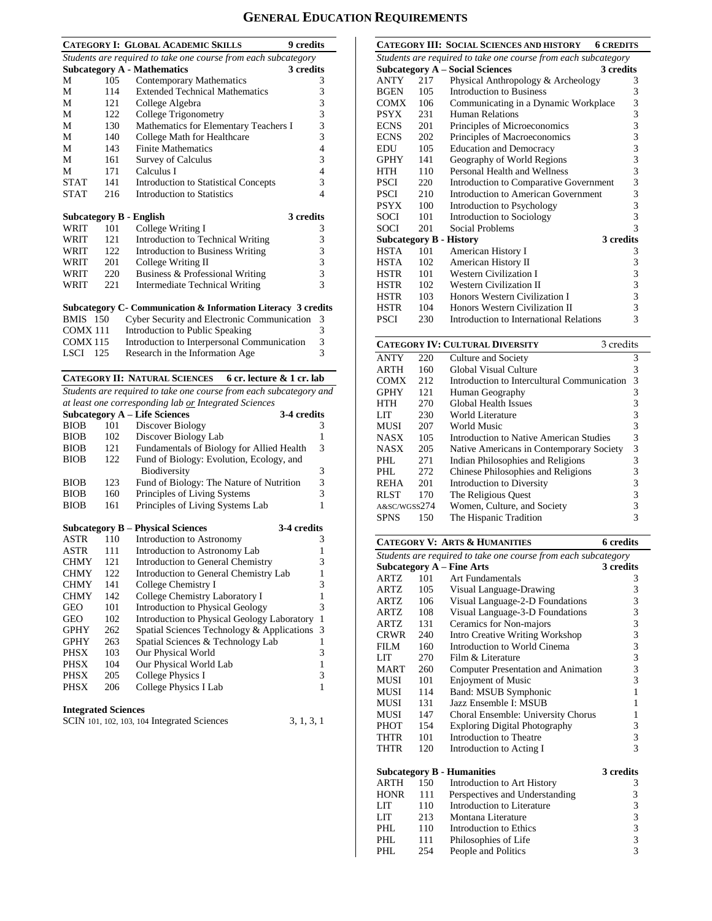# GENERAL EDUCATION REQUIREMENTS

| CATEGORY I: GLOBAL ACADEMIC SKILLS | | | 9 credits |
|---|---|---|---|
| *Students are required to take one course from each subcategory* | | | |
| **Subcategory A - Mathematics** | | | **3 credits** |
| M | 105 | Contemporary Mathematics | 3 |
| M | 114 | Extended Technical Mathematics | 3 |
| M | 121 | College Algebra | 3 |
| M | 122 | College Trigonometry | 3 |
| M | 130 | Mathematics for Elementary Teachers I | 3 |
| M | 140 | College Math for Healthcare | 3 |
| M | 143 | Finite Mathematics | 4 |
| M | 161 | Survey of Calculus | 3 |
| M | 171 | Calculus I | 4 |
| STAT | 141 | Introduction to Statistical Concepts | 3 |
| STAT | 216 | Introduction to Statistics | 4 |
| **Subcategory B - English** | | | **3 credits** |
| WRIT | 101 | College Writing I | 3 |
| WRIT | 121 | Introduction to Technical Writing | 3 |
| WRIT | 122 | Introduction to Business Writing | 3 |
| WRIT | 201 | College Writing II | 3 |
| WRIT | 220 | Business & Professional Writing | 3 |
| WRIT | 221 | Intermediate Technical Writing | 3 |
| **Subcategory C- Communication & Information Literacy** | | | **3 credits** |
| BMIS | 150 | Cyber Security and Electronic Communication | 3 |
| COMX | 111 | Introduction to Public Speaking | 3 |
| COMX | 115 | Introduction to Interpersonal Communication | 3 |
| LSCI | 125 | Research in the Information Age | 3 |

| CATEGORY II: NATURAL SCIENCES | | | 6 cr. lecture & 1 cr. lab |
|---|---|---|---|
| *Students are required to take one course from each subcategory and at least one corresponding lab or Integrated Sciences* | | | |
| **Subcategory A – Life Sciences** | | | **3-4 credits** |
| BIOB | 101 | Discover Biology | 3 |
| BIOB | 102 | Discover Biology Lab | 1 |
| BIOB | 121 | Fundamentals of Biology for Allied Health | 3 |
| BIOB | 122 | Fund of Biology: Evolution, Ecology, and Biodiversity | 3 |
| BIOB | 123 | Fund of Biology: The Nature of Nutrition | 3 |
| BIOB | 160 | Principles of Living Systems | 3 |
| BIOB | 161 | Principles of Living Systems Lab | 1 |
| **Subcategory B – Physical Sciences** | | | **3-4 credits** |
| ASTR | 110 | Introduction to Astronomy | 3 |
| ASTR | 111 | Introduction to Astronomy Lab | 1 |
| CHMY | 121 | Introduction to General Chemistry | 3 |
| CHMY | 122 | Introduction to General Chemistry Lab | 1 |
| CHMY | 141 | College Chemistry I | 3 |
| CHMY | 142 | College Chemistry Laboratory I | 1 |
| GEO | 101 | Introduction to Physical Geology | 3 |
| GEO | 102 | Introduction to Physical Geology Laboratory | 1 |
| GPHY | 262 | Spatial Sciences Technology & Applications | 3 |
| GPHY | 263 | Spatial Sciences & Technology Lab | 1 |
| PHSX | 103 | Our Physical World | 3 |
| PHSX | 104 | Our Physical World Lab | 1 |
| PHSX | 205 | College Physics I | 3 |
| PHSX | 206 | College Physics I Lab | 1 |
| **Integrated Sciences** | | | |
| SCIN | 101, 102, 103, 104 | Integrated Sciences | 3, 1, 3, 1 |

| CATEGORY III: SOCIAL SCIENCES AND HISTORY | | | 6 CREDITS |
|---|---|---|---|
| *Students are required to take one course from each subcategory* | | | |
| **Subcategory A – Social Sciences** | | | **3 credits** |
| ANTY | 217 | Physical Anthropology & Archeology | 3 |
| BGEN | 105 | Introduction to Business | 3 |
| COMX | 106 | Communicating in a Dynamic Workplace | 3 |
| PSYX | 231 | Human Relations | 3 |
| ECNS | 201 | Principles of Microeconomics | 3 |
| ECNS | 202 | Principles of Macroeconomics | 3 |
| EDU | 105 | Education and Democracy | 3 |
| GPHY | 141 | Geography of World Regions | 3 |
| HTH | 110 | Personal Health and Wellness | 3 |
| PSCI | 220 | Introduction to Comparative Government | 3 |
| PSCI | 210 | Introduction to American Government | 3 |
| PSYX | 100 | Introduction to Psychology | 3 |
| SOCI | 101 | Introduction to Sociology | 3 |
| SOCI | 201 | Social Problems | 3 |
| **Subcategory B - History** | | | **3 credits** |
| HSTA | 101 | American History I | 3 |
| HSTA | 102 | American History II | 3 |
| HSTR | 101 | Western Civilization I | 3 |
| HSTR | 102 | Western Civilization II | 3 |
| HSTR | 103 | Honors Western Civilization I | 3 |
| HSTR | 104 | Honors Western Civilization II | 3 |
| PSCI | 230 | Introduction to International Relations | 3 |

| CATEGORY IV: CULTURAL DIVERSITY | | | 3 credits |
|---|---|---|---|
| ANTY | 220 | Culture and Society | 3 |
| ARTH | 160 | Global Visual Culture | 3 |
| COMX | 212 | Introduction to Intercultural Communication | 3 |
| GPHY | 121 | Human Geography | 3 |
| HTH | 270 | Global Health Issues | 3 |
| LIT | 230 | World Literature | 3 |
| MUSI | 207 | World Music | 3 |
| NASX | 105 | Introduction to Native American Studies | 3 |
| NASX | 205 | Native Americans in Contemporary Society | 3 |
| PHL | 271 | Indian Philosophies and Religions | 3 |
| PHL | 272 | Chinese Philosophies and Religions | 3 |
| REHA | 201 | Introduction to Diversity | 3 |
| RLST | 170 | The Religious Quest | 3 |
| A&SC/WGSS | 274 | Women, Culture, and Society | 3 |
| SPNS | 150 | The Hispanic Tradition | 3 |

| CATEGORY V: ARTS & HUMANITIES | | | 6 credits |
|---|---|---|---|
| *Students are required to take one course from each subcategory* | | | |
| **Subcategory A – Fine Arts** | | | **3 credits** |
| ARTZ | 101 | Art Fundamentals | 3 |
| ARTZ | 105 | Visual Language-Drawing | 3 |
| ARTZ | 106 | Visual Language-2-D Foundations | 3 |
| ARTZ | 108 | Visual Language-3-D Foundations | 3 |
| ARTZ | 131 | Ceramics for Non-majors | 3 |
| CRWR | 240 | Intro Creative Writing Workshop | 3 |
| FILM | 160 | Introduction to World Cinema | 3 |
| LIT | 270 | Film & Literature | 3 |
| MART | 260 | Computer Presentation and Animation | 3 |
| MUSI | 101 | Enjoyment of Music | 3 |
| MUSI | 114 | Band: MSUB Symphonic | 1 |
| MUSI | 131 | Jazz Ensemble I: MSUB | 1 |
| MUSI | 147 | Choral Ensemble: University Chorus | 1 |
| PHOT | 154 | Exploring Digital Photography | 3 |
| THTR | 101 | Introduction to Theatre | 3 |
| THTR | 120 | Introduction to Acting I | 3 |
| **Subcategory B - Humanities** | | | **3 credits** |
| ARTH | 150 | Introduction to Art History | 3 |
| HONR | 111 | Perspectives and Understanding | 3 |
| LIT | 110 | Introduction to Literature | 3 |
| LIT | 213 | Montana Literature | 3 |
| PHL | 110 | Introduction to Ethics | 3 |
| PHL | 111 | Philosophies of Life | 3 |
| PHL | 254 | People and Politics | 3 |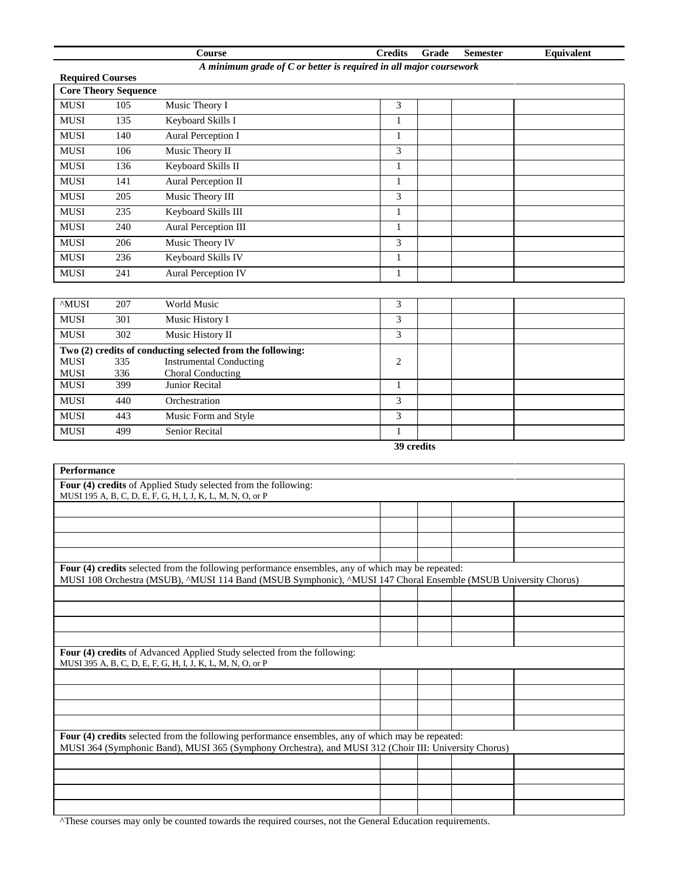| Course | | | Credits | Grade | Semester | Equivalent |
|---|---|---|---|---|---|---|

***A minimum grade of C or better is required in all major coursework***

**Required Courses**

| **Core Theory Sequence** | | | | | | |
|---|---|---|---|---|---|---|
| MUSI | 105 | Music Theory I | 3 | | | |
| MUSI | 135 | Keyboard Skills I | 1 | | | |
| MUSI | 140 | Aural Perception I | 1 | | | |
| MUSI | 106 | Music Theory II | 3 | | | |
| MUSI | 136 | Keyboard Skills II | 1 | | | |
| MUSI | 141 | Aural Perception II | 1 | | | |
| MUSI | 205 | Music Theory III | 3 | | | |
| MUSI | 235 | Keyboard Skills III | 1 | | | |
| MUSI | 240 | Aural Perception III | 1 | | | |
| MUSI | 206 | Music Theory IV | 3 | | | |
| MUSI | 236 | Keyboard Skills IV | 1 | | | |
| MUSI | 241 | Aural Perception IV | 1 | | | |

| | | | | | | |
|---|---|---|---|---|---|---|
| ^MUSI | 207 | World Music | 3 | | | |
| MUSI | 301 | Music History I | 3 | | | |
| MUSI | 302 | Music History II | 3 | | | |
| **Two (2) credits of conducting selected from the following:**<br>MUSI<br>MUSI | <br>335<br>336 | <br>Instrumental Conducting<br>Choral Conducting | 2 | | | |
| MUSI | 399 | Junior Recital | 1 | | | |
| MUSI | 440 | Orchestration | 3 | | | |
| MUSI | 443 | Music Form and Style | 3 | | | |
| MUSI | 499 | Senior Recital | 1 | | | |

**39 credits**

| **Performance** | | | | |
|---|---|---|---|---|
| **Four (4) credits** of Applied Study selected from the following:<br>MUSI 195 A, B, C, D, E, F, G, H, I, J, K, L, M, N, O, or P | | | | |
| | | | | |
| | | | | |
| | | | | |
| | | | | |
| **Four (4) credits** selected from the following performance ensembles, any of which may be repeated:<br>MUSI 108 Orchestra (MSUB), ^MUSI 114 Band (MSUB Symphonic), ^MUSI 147 Choral Ensemble (MSUB University Chorus) | | | | |
| | | | | |
| | | | | |
| | | | | |
| | | | | |
| **Four (4) credits** of Advanced Applied Study selected from the following:<br>MUSI 395 A, B, C, D, E, F, G, H, I, J, K, L, M, N, O, or P | | | | |
| | | | | |
| | | | | |
| | | | | |
| | | | | |
| **Four (4) credits** selected from the following performance ensembles, any of which may be repeated:<br>MUSI 364 (Symphonic Band), MUSI 365 (Symphony Orchestra), and MUSI 312 (Choir III: University Chorus) | | | | |
| | | | | |
| | | | | |
| | | | | |
| | | | | |

^These courses may only be counted towards the required courses, not the General Education requirements.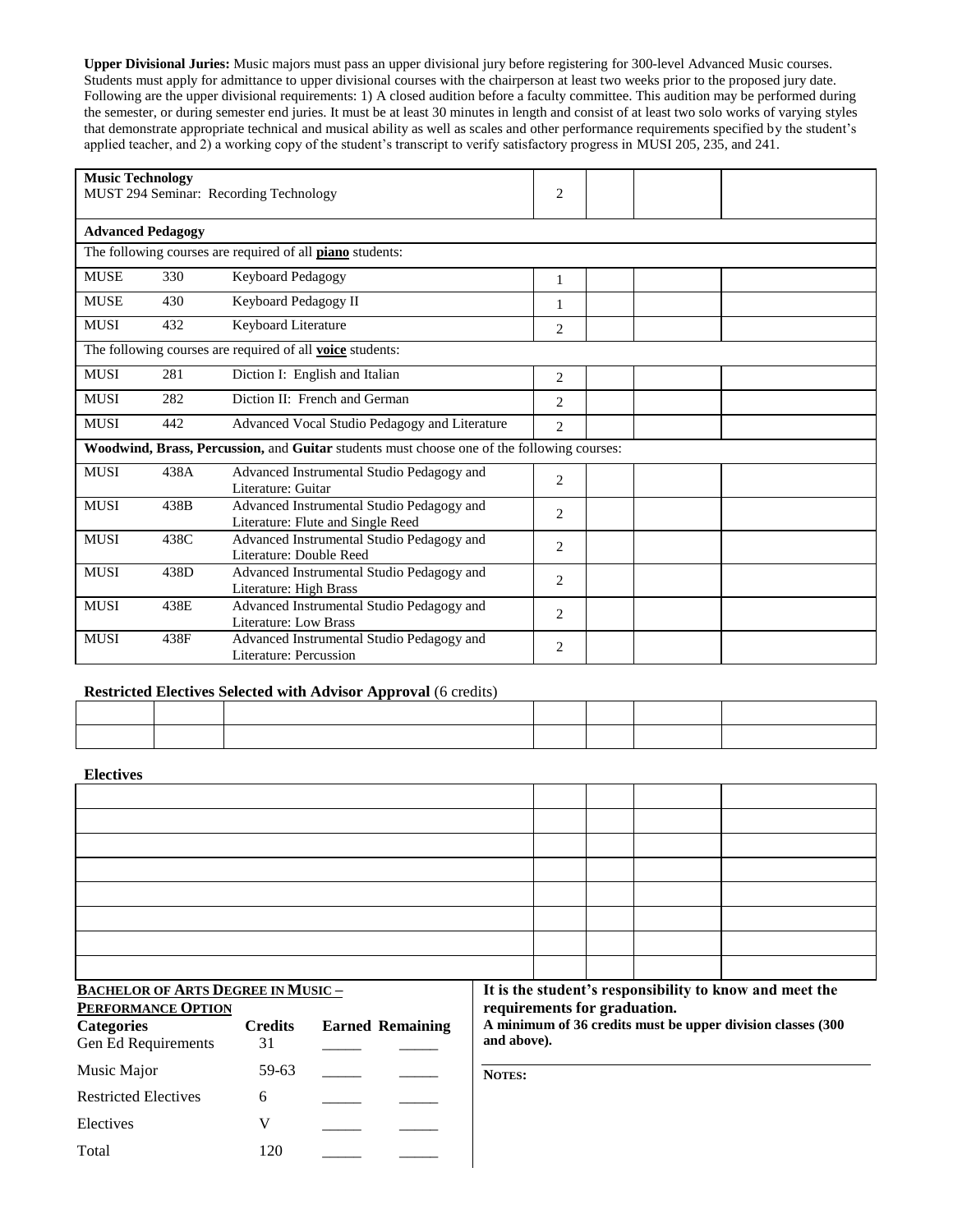**Upper Divisional Juries:** Music majors must pass an upper divisional jury before registering for 300-level Advanced Music courses. Students must apply for admittance to upper divisional courses with the chairperson at least two weeks prior to the proposed jury date. Following are the upper divisional requirements: 1) A closed audition before a faculty committee. This audition may be performed during the semester, or during semester end juries. It must be at least 30 minutes in length and consist of at least two solo works of varying styles that demonstrate appropriate technical and musical ability as well as scales and other performance requirements specified by the student's applied teacher, and 2) a working copy of the student's transcript to verify satisfactory progress in MUSI 205, 235, and 241.

| | | | | | | |
|---|---|---|---|---|---|---|
| **Music Technology** MUST 294 Seminar: Recording Technology | | | 2 | | | |
| **Advanced Pedagogy** | | | | | | |
| The following courses are required of all **piano** students: | | | | | | |
| MUSE | 330 | Keyboard Pedagogy | 1 | | | |
| MUSE | 430 | Keyboard Pedagogy II | 1 | | | |
| MUSI | 432 | Keyboard Literature | 2 | | | |
| The following courses are required of all **voice** students: | | | | | | |
| MUSI | 281 | Diction I: English and Italian | 2 | | | |
| MUSI | 282 | Diction II: French and German | 2 | | | |
| MUSI | 442 | Advanced Vocal Studio Pedagogy and Literature | 2 | | | |
| **Woodwind, Brass, Percussion,** and **Guitar** students must choose one of the following courses: | | | | | | |
| MUSI | 438A | Advanced Instrumental Studio Pedagogy and Literature: Guitar | 2 | | | |
| MUSI | 438B | Advanced Instrumental Studio Pedagogy and Literature: Flute and Single Reed | 2 | | | |
| MUSI | 438C | Advanced Instrumental Studio Pedagogy and Literature: Double Reed | 2 | | | |
| MUSI | 438D | Advanced Instrumental Studio Pedagogy and Literature: High Brass | 2 | | | |
| MUSI | 438E | Advanced Instrumental Studio Pedagogy and Literature: Low Brass | 2 | | | |
| MUSI | 438F | Advanced Instrumental Studio Pedagogy and Literature: Percussion | 2 | | | |

**Restricted Electives Selected with Advisor Approval** (6 credits)

| | | | | | | |
|---|---|---|---|---|---|---|
| | | | | | | |
| | | | | | | |

**Electives**

| | | | | |
|---|---|---|---|---|
| | | | | |
| | | | | |
| | | | | |
| | | | | |
| | | | | |
| | | | | |
| | | | | |
| | | | | |

**BACHELOR OF ARTS DEGREE IN MUSIC – PERFORMANCE OPTION**

| Categories | Credits | Earned | Remaining |
|---|---|---|---|
| Gen Ed Requirements | 31 | _____ | _____ |
| Music Major | 59-63 | _____ | _____ |
| Restricted Electives | 6 | _____ | _____ |
| Electives | V | _____ | _____ |
| Total | 120 | _____ | _____ |

**It is the student's responsibility to know and meet the requirements for graduation.**

**A minimum of 36 credits must be upper division classes (300 and above).**

**NOTES:**